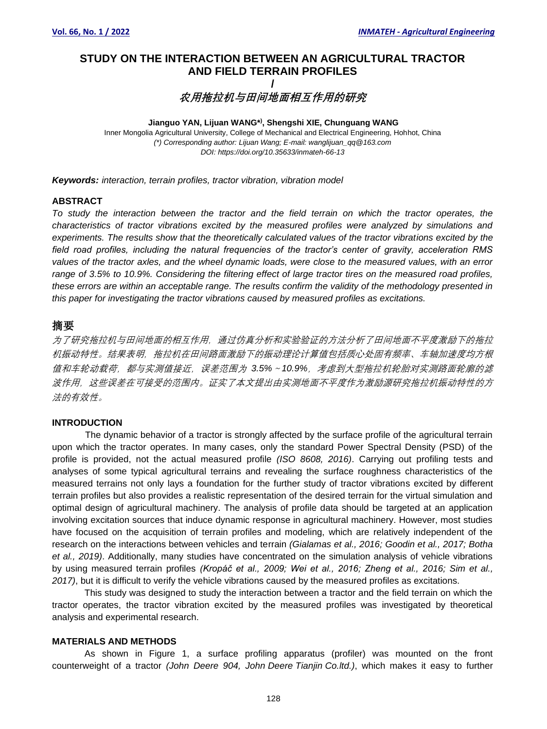# STUDY ON THE INTERACTION BETWEEN AN AGRICULTURAL TRACTOR AND FIELD TERRAIN PROFILES

/

# *农用拖拉机与田间地面相互作用的研究*

**Jianguo YAN, Lijuan WANG*), Shengshi XIE, Chunguang WANG**

Inner Mongolia Agricultural University, College of Mechanical and Electrical Engineering, Hohhot, China

*(\*) Corresponding author: Lijuan Wang; E-mail: wanglijuan_qq@163.com*

*DOI: https://doi.org/10.35633/inmateh-66-13*

***Keywords:*** *interaction, terrain profiles, tractor vibration, vibration model*

## ABSTRACT

*To study the interaction between the tractor and the field terrain on which the tractor operates, the characteristics of tractor vibrations excited by the measured profiles were analyzed by simulations and experiments. The results show that the theoretically calculated values of the tractor vibrations excited by the field road profiles, including the natural frequencies of the tractor's center of gravity, acceleration RMS values of the tractor axles, and the wheel dynamic loads, were close to the measured values, with an error range of 3.5% to 10.9%. Considering the filtering effect of large tractor tires on the measured road profiles, these errors are within an acceptable range. The results confirm the validity of the methodology presented in this paper for investigating the tractor vibrations caused by measured profiles as excitations.*

## 摘要

*为了研究拖拉机与田间地面的相互作用，通过仿真分析和实验验证的方法分析了田间地面不平度激励下的拖拉机振动特性。结果表明，拖拉机在田间路面激励下的振动理论计算值包括质心处固有频率、车轴加速度均方根值和车轮动载荷，都与实测值接近，误差范围为 3.5%～10.9%，考虑到大型拖拉机轮胎对实测路面轮廓的滤波作用，这些误差在可接受的范围内。证实了本文提出由实测地面不平度作为激励源研究拖拉机振动特性的方法的有效性。*

## INTRODUCTION

The dynamic behavior of a tractor is strongly affected by the surface profile of the agricultural terrain upon which the tractor operates. In many cases, only the standard Power Spectral Density (PSD) of the profile is provided, not the actual measured profile *(ISO 8608, 2016)*. Carrying out profiling tests and analyses of some typical agricultural terrains and revealing the surface roughness characteristics of the measured terrains not only lays a foundation for the further study of tractor vibrations excited by different terrain profiles but also provides a realistic representation of the desired terrain for the virtual simulation and optimal design of agricultural machinery. The analysis of profile data should be targeted at an application involving excitation sources that induce dynamic response in agricultural machinery. However, most studies have focused on the acquisition of terrain profiles and modeling, which are relatively independent of the research on the interactions between vehicles and terrain *(Gialamas et al., 2016; Goodin et al., 2017; Botha et al., 2019)*. Additionally, many studies have concentrated on the simulation analysis of vehicle vibrations by using measured terrain profiles *(Kropáč et al., 2009; Wei et al., 2016; Zheng et al., 2016; Sim et al., 2017)*, but it is difficult to verify the vehicle vibrations caused by the measured profiles as excitations.

This study was designed to study the interaction between a tractor and the field terrain on which the tractor operates, the tractor vibration excited by the measured profiles was investigated by theoretical analysis and experimental research.

## MATERIALS AND METHODS

As shown in Figure 1, a surface profiling apparatus (profiler) was mounted on the front counterweight of a tractor *(John Deere 904, John Deere Tianjin Co.ltd.)*, which makes it easy to further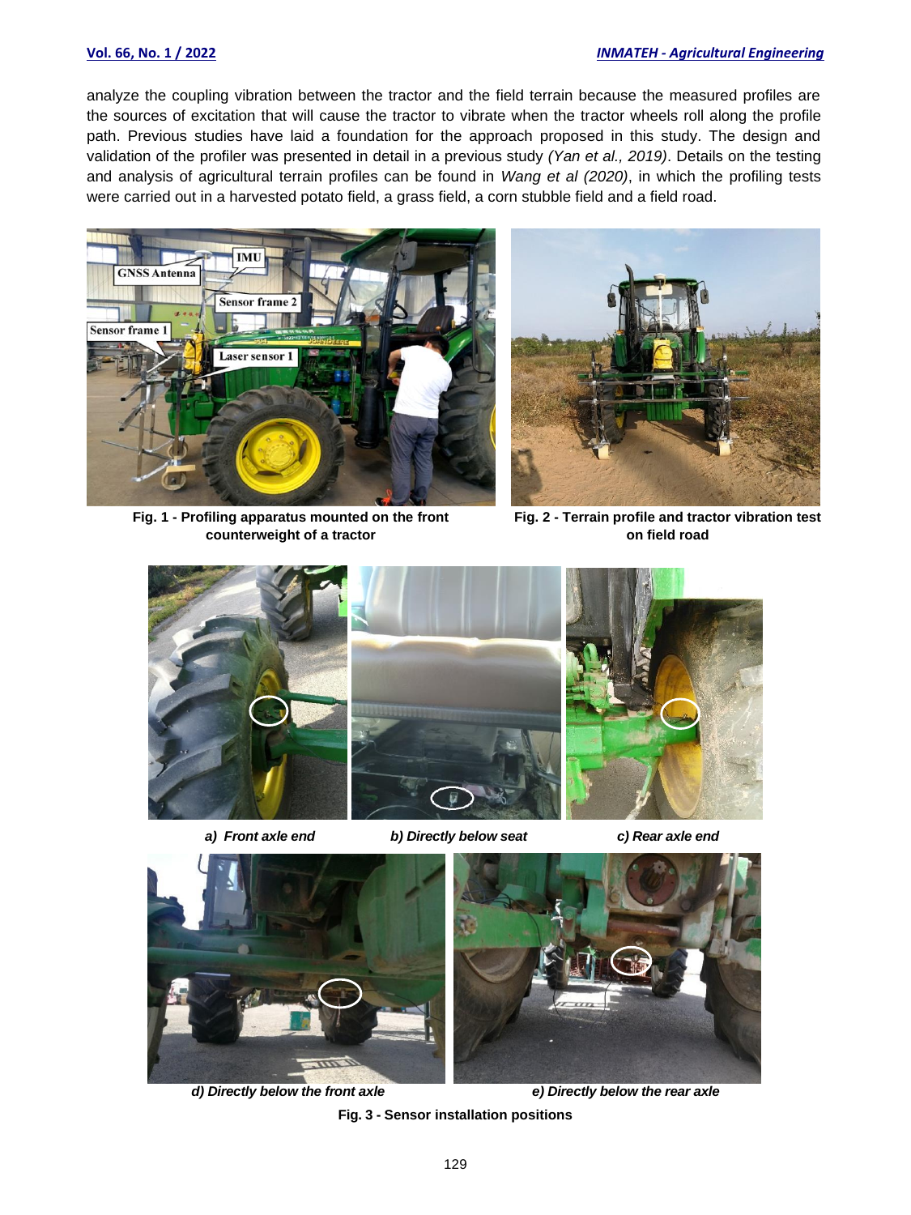analyze the coupling vibration between the tractor and the field terrain because the measured profiles are the sources of excitation that will cause the tractor to vibrate when the tractor wheels roll along the profile path. Previous studies have laid a foundation for the approach proposed in this study. The design and validation of the profiler was presented in detail in a previous study *(Yan et al., 2019)*. Details on the testing and analysis of agricultural terrain profiles can be found in *Wang et al (2020)*, in which the profiling tests were carried out in a harvested potato field, a grass field, a corn stubble field and a field road.

**Fig. 1 - Profiling apparatus mounted on the front counterweight of a tractor**

**Fig. 2 - Terrain profile and tractor vibration test on field road**

***a) Front axle end*** ***b) Directly below seat*** ***c) Rear axle end***

***d) Directly below the front axle*** ***e) Directly below the rear axle***

**Fig. 3 - Sensor installation positions**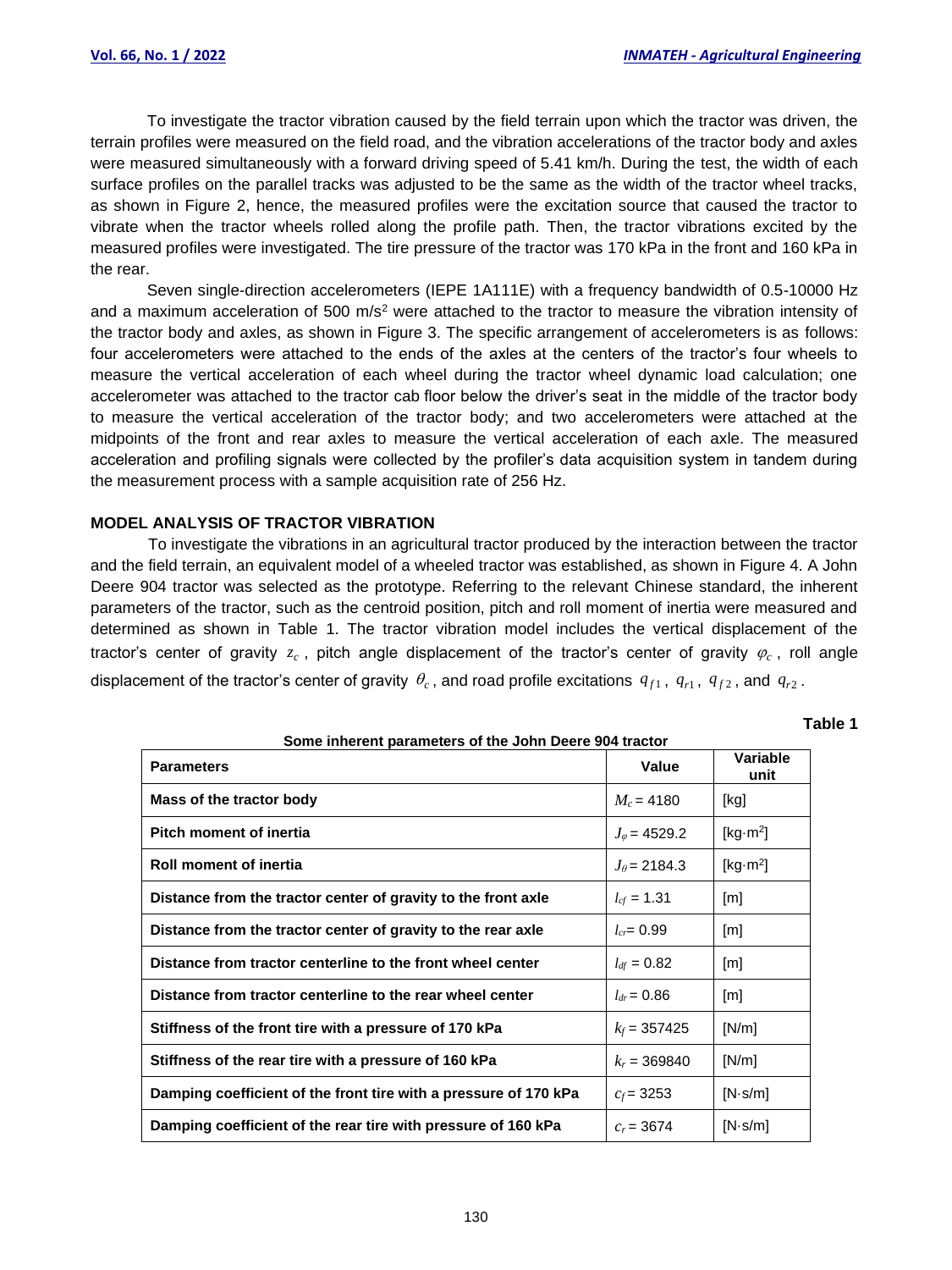To investigate the tractor vibration caused by the field terrain upon which the tractor was driven, the terrain profiles were measured on the field road, and the vibration accelerations of the tractor body and axles were measured simultaneously with a forward driving speed of 5.41 km/h. During the test, the width of each surface profiles on the parallel tracks was adjusted to be the same as the width of the tractor wheel tracks, as shown in Figure 2, hence, the measured profiles were the excitation source that caused the tractor to vibrate when the tractor wheels rolled along the profile path. Then, the tractor vibrations excited by the measured profiles were investigated. The tire pressure of the tractor was 170 kPa in the front and 160 kPa in the rear.

Seven single-direction accelerometers (IEPE 1A111E) with a frequency bandwidth of 0.5-10000 Hz and a maximum acceleration of 500 m/s$^2$ were attached to the tractor to measure the vibration intensity of the tractor body and axles, as shown in Figure 3. The specific arrangement of accelerometers is as follows: four accelerometers were attached to the ends of the axles at the centers of the tractor's four wheels to measure the vertical acceleration of each wheel during the tractor wheel dynamic load calculation; one accelerometer was attached to the tractor cab floor below the driver's seat in the middle of the tractor body to measure the vertical acceleration of the tractor body; and two accelerometers were attached at the midpoints of the front and rear axles to measure the vertical acceleration of each axle. The measured acceleration and profiling signals were collected by the profiler's data acquisition system in tandem during the measurement process with a sample acquisition rate of 256 Hz.

## MODEL ANALYSIS OF TRACTOR VIBRATION

To investigate the vibrations in an agricultural tractor produced by the interaction between the tractor and the field terrain, an equivalent model of a wheeled tractor was established, as shown in Figure 4. A John Deere 904 tractor was selected as the prototype. Referring to the relevant Chinese standard, the inherent parameters of the tractor, such as the centroid position, pitch and roll moment of inertia were measured and determined as shown in Table 1. The tractor vibration model includes the vertical displacement of the tractor's center of gravity $z_c$, pitch angle displacement of the tractor's center of gravity $\varphi_c$, roll angle displacement of the tractor's center of gravity $\theta_c$, and road profile excitations $q_{f1}$, $q_{r1}$, $q_{f2}$, and $q_{r2}$.

**Table 1**

**Some inherent parameters of the John Deere 904 tractor**

| Parameters | Value | Variable unit |
|---|---|---|
| **Mass of the tractor body** | $M_c = 4180$ | [kg] |
| **Pitch moment of inertia** | $J_\varphi = 4529.2$ | [kg·m$^2$] |
| **Roll moment of inertia** | $J_\theta = 2184.3$ | [kg·m$^2$] |
| **Distance from the tractor center of gravity to the front axle** | $l_{cf} = 1.31$ | [m] |
| **Distance from the tractor center of gravity to the rear axle** | $l_{cr} = 0.99$ | [m] |
| **Distance from tractor centerline to the front wheel center** | $l_{df} = 0.82$ | [m] |
| **Distance from tractor centerline to the rear wheel center** | $l_{dr} = 0.86$ | [m] |
| **Stiffness of the front tire with a pressure of 170 kPa** | $k_f = 357425$ | [N/m] |
| **Stiffness of the rear tire with a pressure of 160 kPa** | $k_r = 369840$ | [N/m] |
| **Damping coefficient of the front tire with a pressure of 170 kPa** | $c_f = 3253$ | [N·s/m] |
| **Damping coefficient of the rear tire with pressure of 160 kPa** | $c_r = 3674$ | [N·s/m] |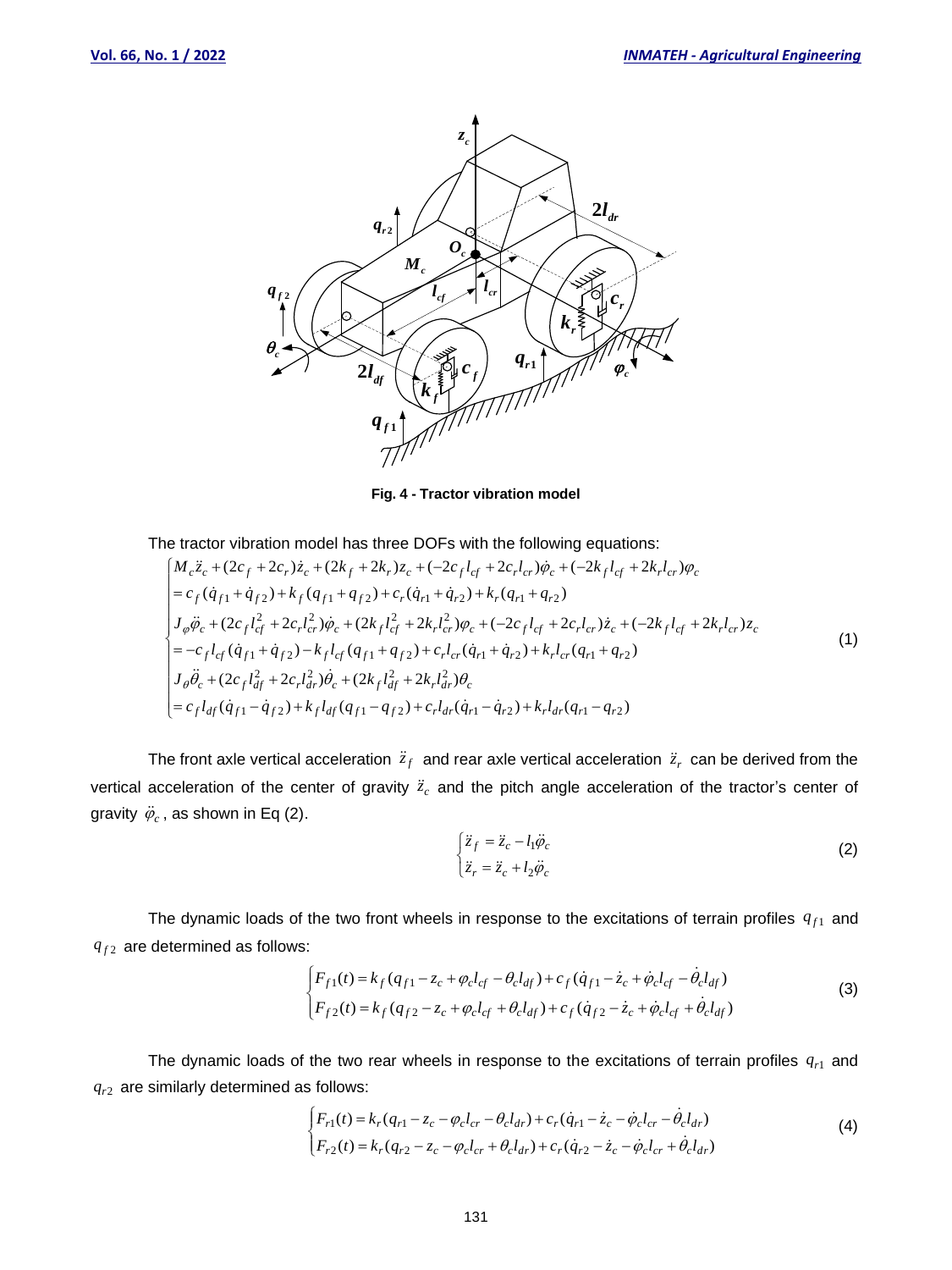Fig. 4 - Tractor vibration model

The tractor vibration model has three DOFs with the following equations:

$$
\begin{cases}
M_c\ddot{z}_c + (2c_f + 2c_r)\dot{z}_c + (2k_f + 2k_r)z_c + (-2c_f l_{cf} + 2c_r l_{cr})\dot{\varphi}_c + (-2k_f l_{cf} + 2k_r l_{cr})\varphi_c \\
= c_f(\dot{q}_{f1} + \dot{q}_{f2}) + k_f(q_{f1} + q_{f2}) + c_r(\dot{q}_{r1} + \dot{q}_{r2}) + k_r(q_{r1} + q_{r2}) \\
J_\varphi\ddot{\varphi}_c + (2c_f l_{cf}^2 + 2c_r l_{cr}^2)\dot{\varphi}_c + (2k_f l_{cf}^2 + 2k_r l_{cr}^2)\varphi_c + (-2c_f l_{cf} + 2c_r l_{cr})\dot{z}_c + (-2k_f l_{cf} + 2k_r l_{cr})z_c \\
= -c_f l_{cf}(\dot{q}_{f1} + \dot{q}_{f2}) - k_f l_{cf}(q_{f1} + q_{f2}) + c_r l_{cr}(\dot{q}_{r1} + \dot{q}_{r2}) + k_r l_{cr}(q_{r1} + q_{r2}) \\
J_\theta\ddot{\theta}_c + (2c_f l_{df}^2 + 2c_r l_{dr}^2)\dot{\theta}_c + (2k_f l_{df}^2 + 2k_r l_{dr}^2)\theta_c \\
= c_f l_{df}(\dot{q}_{f1} - \dot{q}_{f2}) + k_f l_{df}(q_{f1} - q_{f2}) + c_r l_{dr}(\dot{q}_{r1} - \dot{q}_{r2}) + k_r l_{dr}(q_{r1} - q_{r2})
\end{cases}
\tag{1}
$$

The front axle vertical acceleration $\ddot{z}_f$ and rear axle vertical acceleration $\ddot{z}_r$ can be derived from the vertical acceleration of the center of gravity $\ddot{z}_c$ and the pitch angle acceleration of the tractor's center of gravity $\ddot{\varphi}_c$, as shown in Eq (2).

$$
\begin{cases}
\ddot{z}_f = \ddot{z}_c - l_1\ddot{\varphi}_c \\
\ddot{z}_r = \ddot{z}_c + l_2\ddot{\varphi}_c
\end{cases}
\tag{2}
$$

The dynamic loads of the two front wheels in response to the excitations of terrain profiles $q_{f1}$ and $q_{f2}$ are determined as follows:

$$
\begin{cases}
F_{f1}(t) = k_f(q_{f1} - z_c + \varphi_c l_{cf} - \theta_c l_{df}) + c_f(\dot{q}_{f1} - \dot{z}_c + \dot{\varphi}_c l_{cf} - \dot{\theta}_c l_{df}) \\
F_{f2}(t) = k_f(q_{f2} - z_c + \varphi_c l_{cf} + \theta_c l_{df}) + c_f(\dot{q}_{f2} - \dot{z}_c + \dot{\varphi}_c l_{cf} + \dot{\theta}_c l_{df})
\end{cases}
\tag{3}
$$

The dynamic loads of the two rear wheels in response to the excitations of terrain profiles $q_{r1}$ and $q_{r2}$ are similarly determined as follows:

$$
\begin{cases}
F_{r1}(t) = k_r(q_{r1} - z_c - \varphi_c l_{cr} - \theta_c l_{dr}) + c_r(\dot{q}_{r1} - \dot{z}_c - \dot{\varphi}_c l_{cr} - \dot{\theta}_c l_{dr}) \\
F_{r2}(t) = k_r(q_{r2} - z_c - \varphi_c l_{cr} + \theta_c l_{dr}) + c_r(\dot{q}_{r2} - \dot{z}_c - \dot{\varphi}_c l_{cr} + \dot{\theta}_c l_{dr})
\end{cases}
\tag{4}
$$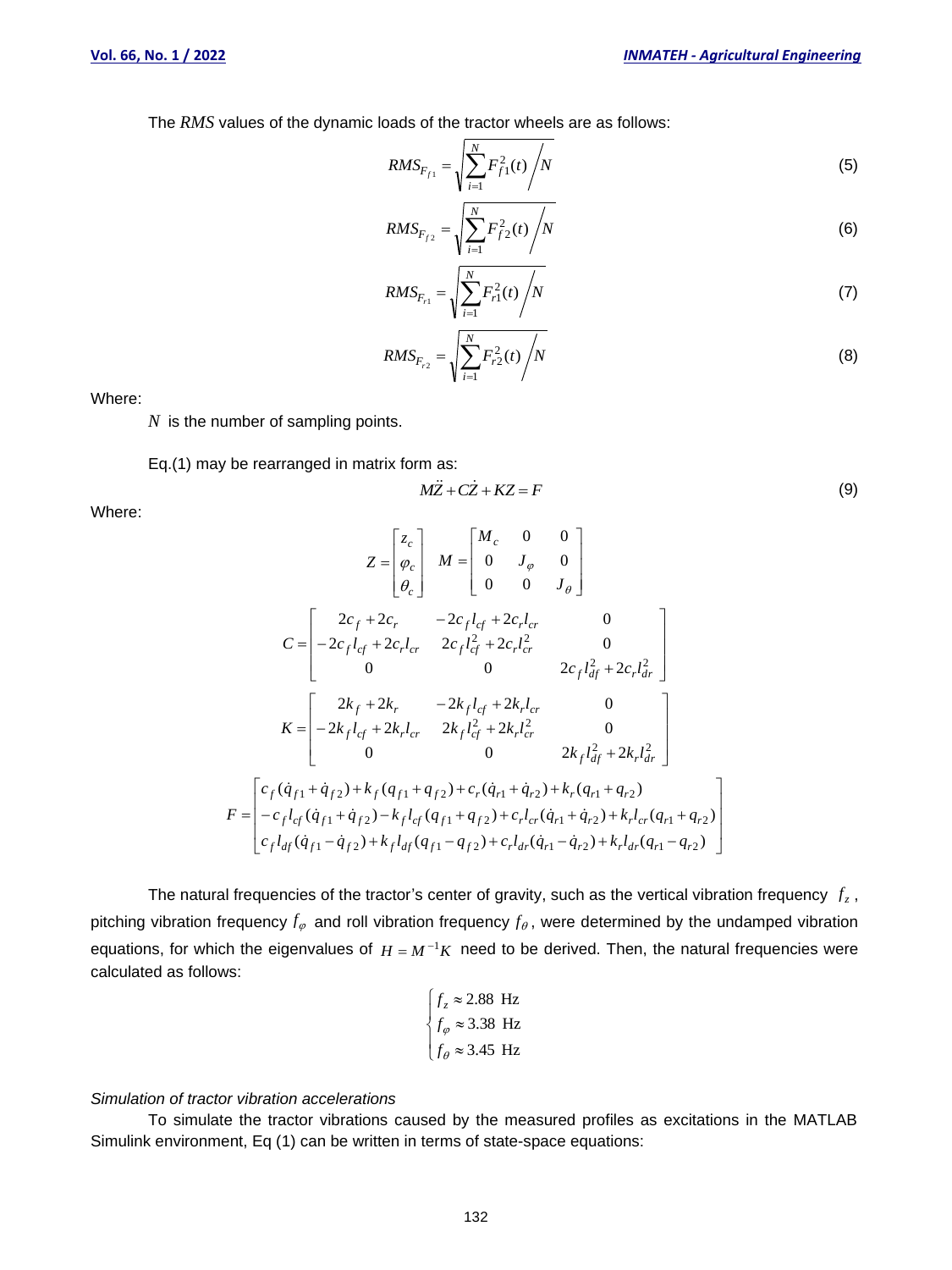The *RMS* values of the dynamic loads of the tractor wheels are as follows:

$$RMS_{F_{f1}} = \sqrt{\sum_{i=1}^{N} F_{f1}^2(t) \Big/ N} \tag{5}$$

$$RMS_{F_{f2}} = \sqrt{\sum_{i=1}^{N} F_{f2}^2(t) \Big/ N} \tag{6}$$

$$RMS_{F_{r1}} = \sqrt{\sum_{i=1}^{N} F_{r1}^2(t) \Big/ N} \tag{7}$$

$$RMS_{F_{r2}} = \sqrt{\sum_{i=1}^{N} F_{r2}^2(t) \Big/ N} \tag{8}$$

Where:

$N$ is the number of sampling points.

Eq.(1) may be rearranged in matrix form as:

$$M\ddot{Z} + C\dot{Z} + KZ = F \tag{9}$$

Where:

$$Z = \begin{bmatrix} z_c \\ \varphi_c \\ \theta_c \end{bmatrix} \quad M = \begin{bmatrix} M_c & 0 & 0 \\ 0 & J_\varphi & 0 \\ 0 & 0 & J_\theta \end{bmatrix}$$

$$C = \begin{bmatrix} 2c_f + 2c_r & -2c_f l_{cf} + 2c_r l_{cr} & 0 \\ -2c_f l_{cf} + 2c_r l_{cr} & 2c_f l_{cf}^2 + 2c_r l_{cr}^2 & 0 \\ 0 & 0 & 2c_f l_{df}^2 + 2c_r l_{dr}^2 \end{bmatrix}$$

$$K = \begin{bmatrix} 2k_f + 2k_r & -2k_f l_{cf} + 2k_r l_{cr} & 0 \\ -2k_f l_{cf} + 2k_r l_{cr} & 2k_f l_{cf}^2 + 2k_r l_{cr}^2 & 0 \\ 0 & 0 & 2k_f l_{df}^2 + 2k_r l_{dr}^2 \end{bmatrix}$$

$$F = \begin{bmatrix} c_f(\dot{q}_{f1} + \dot{q}_{f2}) + k_f(q_{f1} + q_{f2}) + c_r(\dot{q}_{r1} + \dot{q}_{r2}) + k_r(q_{r1} + q_{r2}) \\ -c_f l_{cf}(\dot{q}_{f1} + \dot{q}_{f2}) - k_f l_{cf}(q_{f1} + q_{f2}) + c_r l_{cr}(\dot{q}_{r1} + \dot{q}_{r2}) + k_r l_{cr}(q_{r1} + q_{r2}) \\ c_f l_{df}(\dot{q}_{f1} - \dot{q}_{f2}) + k_f l_{df}(q_{f1} - q_{f2}) + c_r l_{dr}(\dot{q}_{r1} - \dot{q}_{r2}) + k_r l_{dr}(q_{r1} - q_{r2}) \end{bmatrix}$$

The natural frequencies of the tractor's center of gravity, such as the vertical vibration frequency $f_z$, pitching vibration frequency $f_\varphi$ and roll vibration frequency $f_\theta$, were determined by the undamped vibration equations, for which the eigenvalues of $H = M^{-1}K$ need to be derived. Then, the natural frequencies were calculated as follows:

$$\begin{cases} f_z \approx 2.88 \text{ Hz} \\ f_\varphi \approx 3.38 \text{ Hz} \\ f_\theta \approx 3.45 \text{ Hz} \end{cases}$$

*Simulation of tractor vibration accelerations*

To simulate the tractor vibrations caused by the measured profiles as excitations in the MATLAB Simulink environment, Eq (1) can be written in terms of state-space equations: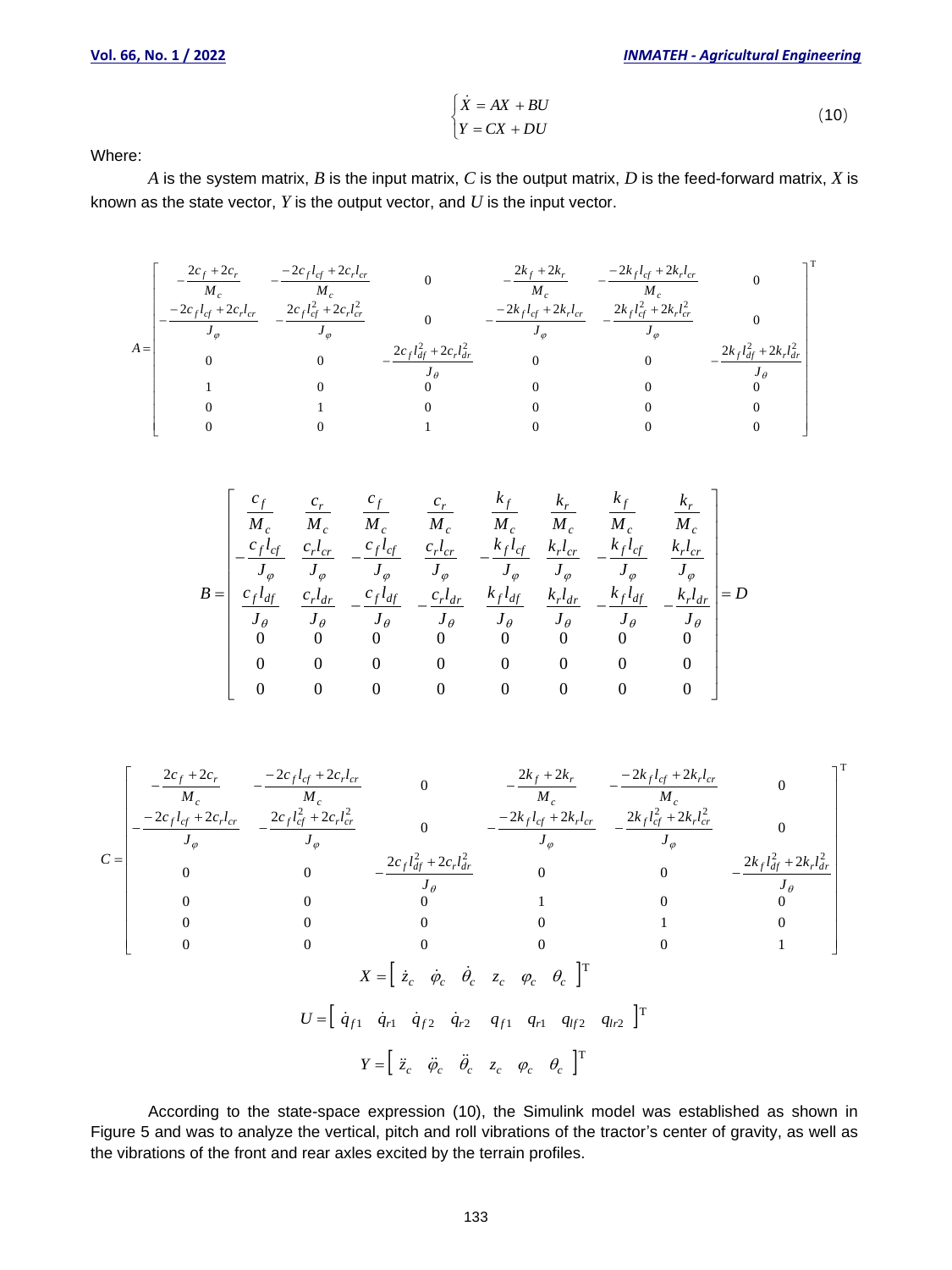$$\begin{cases} \dot{X} = AX + BU \\ Y = CX + DU \end{cases} \tag{10}$$

Where:

$A$ is the system matrix, $B$ is the input matrix, $C$ is the output matrix, $D$ is the feed-forward matrix, $X$ is known as the state vector, $Y$ is the output vector, and $U$ is the input vector.

$$A = \begin{bmatrix} -\frac{2c_f + 2c_r}{M_c} & -\frac{-2c_f l_{cf} + 2c_r l_{cr}}{M_c} & 0 & -\frac{2k_f + 2k_r}{M_c} & -\frac{-2k_f l_{cf} + 2k_r l_{cr}}{M_c} & 0 \\ -\frac{-2c_f l_{cf} + 2c_r l_{cr}}{J_\varphi} & -\frac{2c_f l_{cf}^2 + 2c_r l_{cr}^2}{J_\varphi} & 0 & -\frac{-2k_f l_{cf} + 2k_r l_{cr}}{J_\varphi} & -\frac{2k_f l_{cf}^2 + 2k_r l_{cr}^2}{J_\varphi} & 0 \\ 0 & 0 & -\frac{2c_f l_{df}^2 + 2c_r l_{dr}^2}{J_\theta} & 0 & 0 & -\frac{2k_f l_{df}^2 + 2k_r l_{dr}^2}{J_\theta} \\ 1 & 0 & 0 & 0 & 0 & 0 \\ 0 & 1 & 0 & 0 & 0 & 0 \\ 0 & 0 & 1 & 0 & 0 & 0 \end{bmatrix}^{\mathrm{T}}$$

$$B = \begin{bmatrix} \frac{c_f}{M_c} & \frac{c_r}{M_c} & \frac{c_f}{M_c} & \frac{c_r}{M_c} & \frac{k_f}{M_c} & \frac{k_r}{M_c} & \frac{k_f}{M_c} & \frac{k_r}{M_c} \\ -\frac{c_f l_{cf}}{J_\varphi} & \frac{c_r l_{cr}}{J_\varphi} & -\frac{c_f l_{cf}}{J_\varphi} & \frac{c_r l_{cr}}{J_\varphi} & -\frac{k_f l_{cf}}{J_\varphi} & \frac{k_r l_{cr}}{J_\varphi} & -\frac{k_f l_{cf}}{J_\varphi} & \frac{k_r l_{cr}}{J_\varphi} \\ \frac{c_f l_{df}}{J_\theta} & \frac{c_r l_{dr}}{J_\theta} & -\frac{c_f l_{df}}{J_\theta} & -\frac{c_r l_{dr}}{J_\theta} & \frac{k_f l_{df}}{J_\theta} & \frac{k_r l_{dr}}{J_\theta} & -\frac{k_f l_{df}}{J_\theta} & -\frac{k_r l_{dr}}{J_\theta} \\ 0 & 0 & 0 & 0 & 0 & 0 & 0 & 0 \\ 0 & 0 & 0 & 0 & 0 & 0 & 0 & 0 \\ 0 & 0 & 0 & 0 & 0 & 0 & 0 & 0 \end{bmatrix} = D$$

$$C = \begin{bmatrix} -\frac{2c_f + 2c_r}{M_c} & -\frac{-2c_f l_{cf} + 2c_r l_{cr}}{M_c} & 0 & -\frac{2k_f + 2k_r}{M_c} & -\frac{-2k_f l_{cf} + 2k_r l_{cr}}{M_c} & 0 \\ -\frac{-2c_f l_{cf} + 2c_r l_{cr}}{J_\varphi} & -\frac{2c_f l_{cf}^2 + 2c_r l_{cr}^2}{J_\varphi} & 0 & -\frac{-2k_f l_{cf} + 2k_r l_{cr}}{J_\varphi} & -\frac{2k_f l_{cf}^2 + 2k_r l_{cr}^2}{J_\varphi} & 0 \\ 0 & 0 & -\frac{2c_f l_{df}^2 + 2c_r l_{dr}^2}{J_\theta} & 0 & 0 & -\frac{2k_f l_{df}^2 + 2k_r l_{dr}^2}{J_\theta} \\ 0 & 0 & 0 & 1 & 0 & 0 \\ 0 & 0 & 0 & 0 & 1 & 0 \\ 0 & 0 & 0 & 0 & 0 & 1 \end{bmatrix}^{\mathrm{T}}$$

$$X = \begin{bmatrix} \dot{z}_c & \dot{\varphi}_c & \dot{\theta}_c & z_c & \varphi_c & \theta_c \end{bmatrix}^{\mathrm{T}}$$

$$U = \begin{bmatrix} \dot{q}_{f1} & \dot{q}_{r1} & \dot{q}_{f2} & \dot{q}_{r2} & q_{f1} & q_{r1} & q_{lf2} & q_{lr2} \end{bmatrix}^{\mathrm{T}}$$

$$Y = \begin{bmatrix} \ddot{z}_c & \ddot{\varphi}_c & \ddot{\theta}_c & z_c & \varphi_c & \theta_c \end{bmatrix}^{\mathrm{T}}$$

According to the state-space expression (10), the Simulink model was established as shown in Figure 5 and was to analyze the vertical, pitch and roll vibrations of the tractor's center of gravity, as well as the vibrations of the front and rear axles excited by the terrain profiles.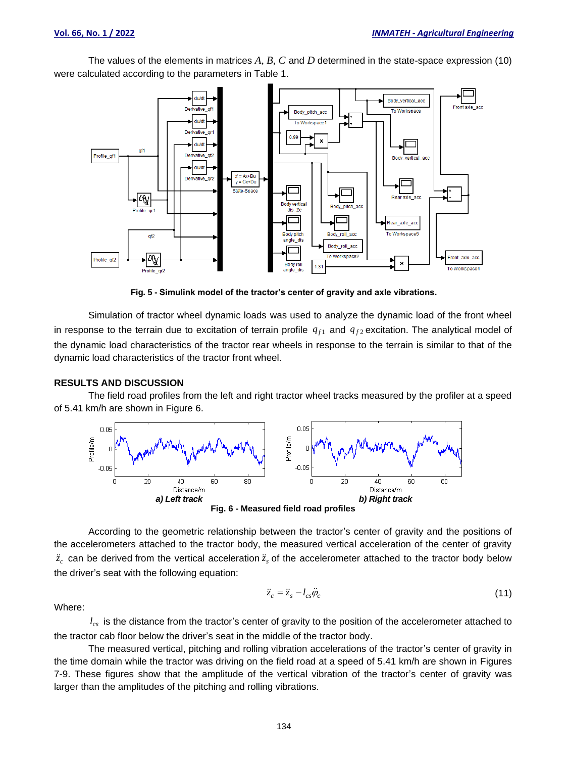The values of the elements in matrices $A$, $B$, $C$ and $D$ determined in the state-space expression (10) were calculated according to the parameters in Table 1.

**Fig. 5 - Simulink model of the tractor's center of gravity and axle vibrations.**

Simulation of tractor wheel dynamic loads was used to analyze the dynamic load of the front wheel in response to the terrain due to excitation of terrain profile $q_{f1}$ and $q_{f2}$ excitation. The analytical model of the dynamic load characteristics of the tractor rear wheels in response to the terrain is similar to that of the dynamic load characteristics of the tractor front wheel.

## RESULTS AND DISCUSSION

The field road profiles from the left and right tractor wheel tracks measured by the profiler at a speed of 5.41 km/h are shown in Figure 6.

*a) Left track* *b) Right track*

**Fig. 6 - Measured field road profiles**

According to the geometric relationship between the tractor's center of gravity and the positions of the accelerometers attached to the tractor body, the measured vertical acceleration of the center of gravity $\ddot{z}_c$ can be derived from the vertical acceleration $\ddot{z}_s$ of the accelerometer attached to the tractor body below the driver's seat with the following equation:

$$\ddot{z}_c = \ddot{z}_s - l_{cs}\ddot{\varphi}_c \tag{11}$$

Where:

$l_{cs}$ is the distance from the tractor's center of gravity to the position of the accelerometer attached to the tractor cab floor below the driver's seat in the middle of the tractor body.

The measured vertical, pitching and rolling vibration accelerations of the tractor's center of gravity in the time domain while the tractor was driving on the field road at a speed of 5.41 km/h are shown in Figures 7-9. These figures show that the amplitude of the vertical vibration of the tractor's center of gravity was larger than the amplitudes of the pitching and rolling vibrations.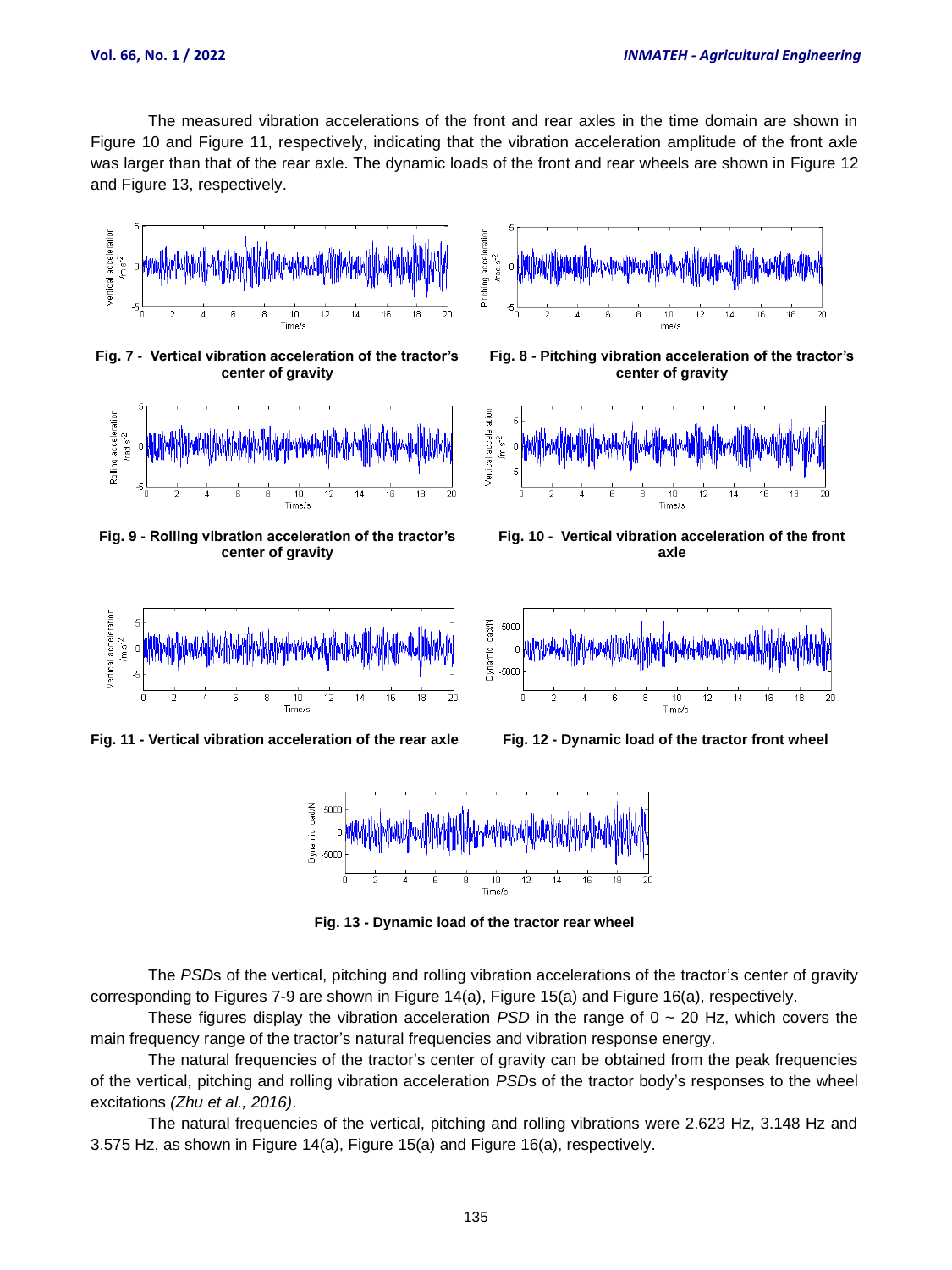The measured vibration accelerations of the front and rear axles in the time domain are shown in Figure 10 and Figure 11, respectively, indicating that the vibration acceleration amplitude of the front axle was larger than that of the rear axle. The dynamic loads of the front and rear wheels are shown in Figure 12 and Figure 13, respectively.

**Fig. 7 - Vertical vibration acceleration of the tractor's center of gravity**

**Fig. 8 - Pitching vibration acceleration of the tractor's center of gravity**

**Fig. 9 - Rolling vibration acceleration of the tractor's center of gravity**

**Fig. 10 - Vertical vibration acceleration of the front axle**

**Fig. 11 - Vertical vibration acceleration of the rear axle**

**Fig. 12 - Dynamic load of the tractor front wheel**

**Fig. 13 - Dynamic load of the tractor rear wheel**

The *PSD*s of the vertical, pitching and rolling vibration accelerations of the tractor's center of gravity corresponding to Figures 7-9 are shown in Figure 14(a), Figure 15(a) and Figure 16(a), respectively.

These figures display the vibration acceleration *PSD* in the range of 0 ~ 20 Hz, which covers the main frequency range of the tractor's natural frequencies and vibration response energy.

The natural frequencies of the tractor's center of gravity can be obtained from the peak frequencies of the vertical, pitching and rolling vibration acceleration *PSD*s of the tractor body's responses to the wheel excitations *(Zhu et al., 2016)*.

The natural frequencies of the vertical, pitching and rolling vibrations were 2.623 Hz, 3.148 Hz and 3.575 Hz, as shown in Figure 14(a), Figure 15(a) and Figure 16(a), respectively.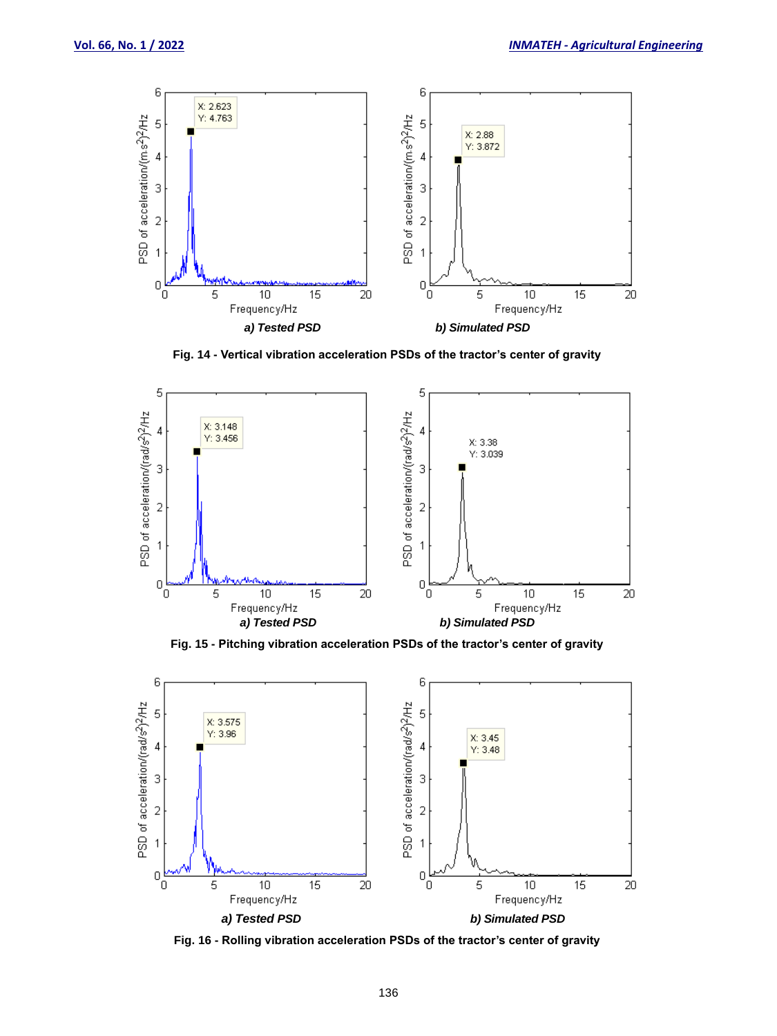a) Tested PSD

b) Simulated PSD

**Fig. 14 - Vertical vibration acceleration PSDs of the tractor's center of gravity**

a) Tested PSD

b) Simulated PSD

**Fig. 15 - Pitching vibration acceleration PSDs of the tractor's center of gravity**

a) Tested PSD

b) Simulated PSD

**Fig. 16 - Rolling vibration acceleration PSDs of the tractor's center of gravity**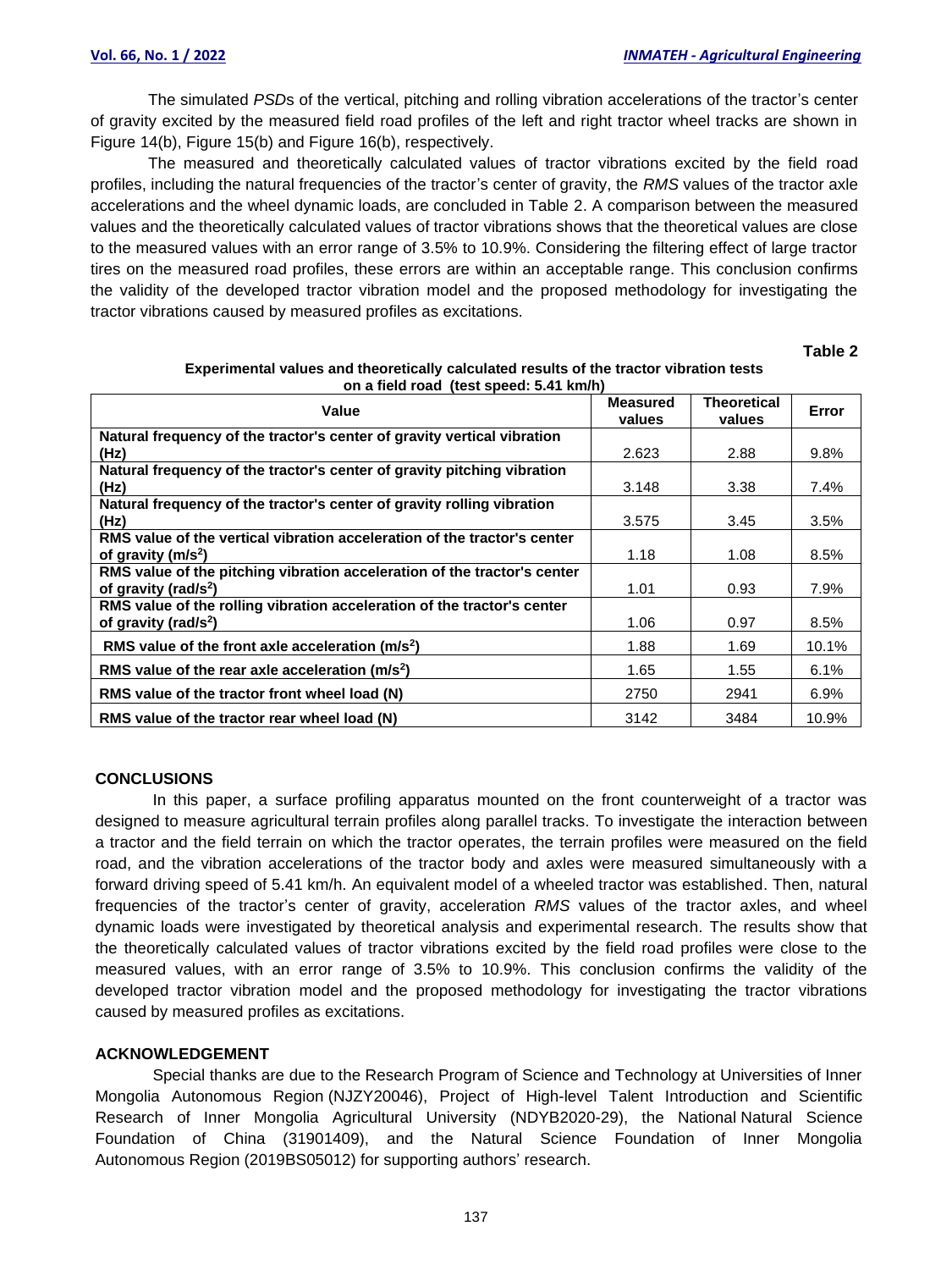The simulated *PSD*s of the vertical, pitching and rolling vibration accelerations of the tractor's center of gravity excited by the measured field road profiles of the left and right tractor wheel tracks are shown in Figure 14(b), Figure 15(b) and Figure 16(b), respectively.

The measured and theoretically calculated values of tractor vibrations excited by the field road profiles, including the natural frequencies of the tractor's center of gravity, the *RMS* values of the tractor axle accelerations and the wheel dynamic loads, are concluded in Table 2. A comparison between the measured values and the theoretically calculated values of tractor vibrations shows that the theoretical values are close to the measured values with an error range of 3.5% to 10.9%. Considering the filtering effect of large tractor tires on the measured road profiles, these errors are within an acceptable range. This conclusion confirms the validity of the developed tractor vibration model and the proposed methodology for investigating the tractor vibrations caused by measured profiles as excitations.

**Table 2**

**Experimental values and theoretically calculated results of the tractor vibration tests on a field road (test speed: 5.41 km/h)**

| Value | Measured values | Theoretical values | Error |
|---|---|---|---|
| **Natural frequency of the tractor's center of gravity vertical vibration (Hz)** | 2.623 | 2.88 | 9.8% |
| **Natural frequency of the tractor's center of gravity pitching vibration (Hz)** | 3.148 | 3.38 | 7.4% |
| **Natural frequency of the tractor's center of gravity rolling vibration (Hz)** | 3.575 | 3.45 | 3.5% |
| **RMS value of the vertical vibration acceleration of the tractor's center of gravity ($m/s^2$)** | 1.18 | 1.08 | 8.5% |
| **RMS value of the pitching vibration acceleration of the tractor's center of gravity ($rad/s^2$)** | 1.01 | 0.93 | 7.9% |
| **RMS value of the rolling vibration acceleration of the tractor's center of gravity ($rad/s^2$)** | 1.06 | 0.97 | 8.5% |
| **RMS value of the front axle acceleration ($m/s^2$)** | 1.88 | 1.69 | 10.1% |
| **RMS value of the rear axle acceleration ($m/s^2$)** | 1.65 | 1.55 | 6.1% |
| **RMS value of the tractor front wheel load (N)** | 2750 | 2941 | 6.9% |
| **RMS value of the tractor rear wheel load (N)** | 3142 | 3484 | 10.9% |

## CONCLUSIONS

In this paper, a surface profiling apparatus mounted on the front counterweight of a tractor was designed to measure agricultural terrain profiles along parallel tracks. To investigate the interaction between a tractor and the field terrain on which the tractor operates, the terrain profiles were measured on the field road, and the vibration accelerations of the tractor body and axles were measured simultaneously with a forward driving speed of 5.41 km/h. An equivalent model of a wheeled tractor was established. Then, natural frequencies of the tractor's center of gravity, acceleration *RMS* values of the tractor axles, and wheel dynamic loads were investigated by theoretical analysis and experimental research. The results show that the theoretically calculated values of tractor vibrations excited by the field road profiles were close to the measured values, with an error range of 3.5% to 10.9%. This conclusion confirms the validity of the developed tractor vibration model and the proposed methodology for investigating the tractor vibrations caused by measured profiles as excitations.

## ACKNOWLEDGEMENT

Special thanks are due to the Research Program of Science and Technology at Universities of Inner Mongolia Autonomous Region (NJZY20046), Project of High-level Talent Introduction and Scientific Research of Inner Mongolia Agricultural University (NDYB2020-29), the National Natural Science Foundation of China (31901409), and the Natural Science Foundation of Inner Mongolia Autonomous Region (2019BS05012) for supporting authors' research.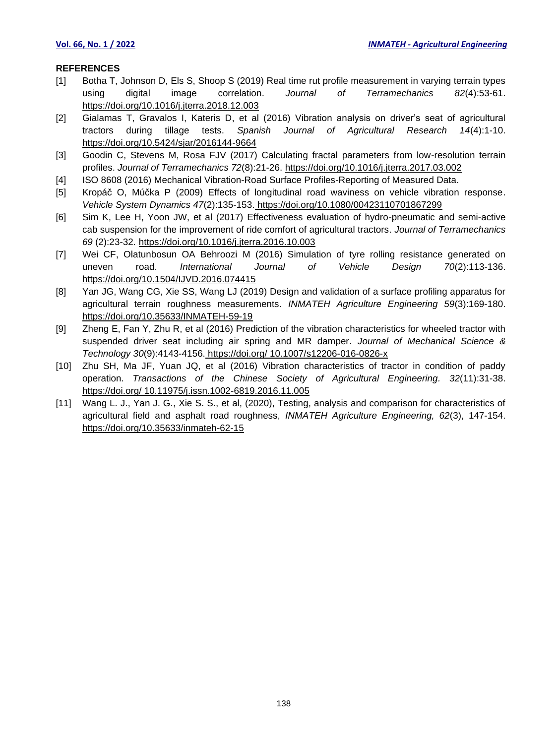## REFERENCES

[1] Botha T, Johnson D, Els S, Shoop S (2019) Real time rut profile measurement in varying terrain types using digital image correlation. *Journal of Terramechanics 82*(4):53-61. https://doi.org/10.1016/j.jterra.2018.12.003

[2] Gialamas T, Gravalos I, Kateris D, et al (2016) Vibration analysis on driver's seat of agricultural tractors during tillage tests. *Spanish Journal of Agricultural Research 14*(4):1-10. https://doi.org/10.5424/sjar/2016144-9664

[3] Goodin C, Stevens M, Rosa FJV (2017) Calculating fractal parameters from low-resolution terrain profiles. *Journal of Terramechanics 72*(8):21-26. https://doi.org/10.1016/j.jterra.2017.03.002

[4] ISO 8608 (2016) Mechanical Vibration-Road Surface Profiles-Reporting of Measured Data.

[5] Kropáč O, Múčka P (2009) Effects of longitudinal road waviness on vehicle vibration response. *Vehicle System Dynamics 47*(2):135-153. https://doi.org/10.1080/00423110701867299

[6] Sim K, Lee H, Yoon JW, et al (2017) Effectiveness evaluation of hydro-pneumatic and semi-active cab suspension for the improvement of ride comfort of agricultural tractors. *Journal of Terramechanics 69* (2):23-32. https://doi.org/10.1016/j.jterra.2016.10.003

[7] Wei CF, Olatunbosun OA Behroozi M (2016) Simulation of tyre rolling resistance generated on uneven road. *International Journal of Vehicle Design 70*(2):113-136. https://doi.org/10.1504/IJVD.2016.074415

[8] Yan JG, Wang CG, Xie SS, Wang LJ (2019) Design and validation of a surface profiling apparatus for agricultural terrain roughness measurements. *INMATEH Agriculture Engineering 59*(3):169-180. https://doi.org/10.35633/INMATEH-59-19

[9] Zheng E, Fan Y, Zhu R, et al (2016) Prediction of the vibration characteristics for wheeled tractor with suspended driver seat including air spring and MR damper. *Journal of Mechanical Science & Technology 30*(9):4143-4156. https://doi.org/ 10.1007/s12206-016-0826-x

[10] Zhu SH, Ma JF, Yuan JQ, et al (2016) Vibration characteristics of tractor in condition of paddy operation. *Transactions of the Chinese Society of Agricultural Engineering. 32*(11):31-38. https://doi.org/ 10.11975/j.issn.1002-6819.2016.11.005

[11] Wang L. J., Yan J. G., Xie S. S., et al, (2020), Testing, analysis and comparison for characteristics of agricultural field and asphalt road roughness, *INMATEH Agriculture Engineering, 62*(3), 147-154. https://doi.org/10.35633/inmateh-62-15